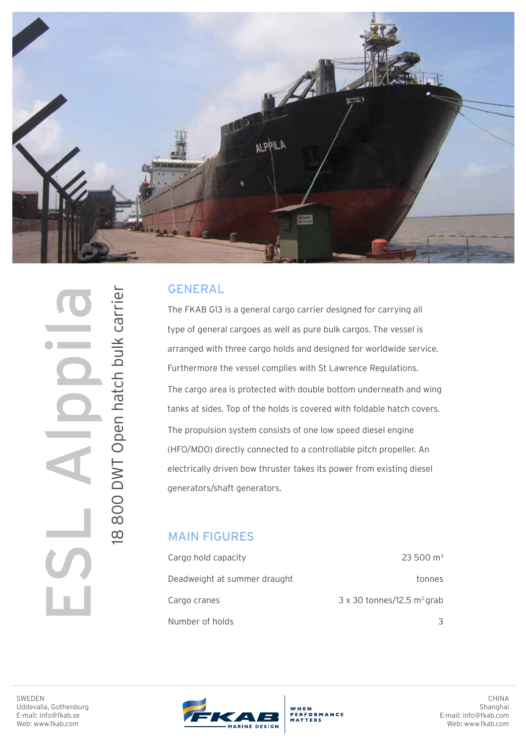# ESL Alppila

## 18 800 DWT Open hatch bulk carrier

## GENERAL

The FKAB G13 is a general cargo carrier designed for carrying all type of general cargoes as well as pure bulk cargos. The vessel is arranged with three cargo holds and designed for worldwide service. Furthermore the vessel complies with St Lawrence Regulations.

The cargo area is protected with double bottom underneath and wing tanks at sides. Top of the holds is covered with foldable hatch covers.

The propulsion system consists of one low speed diesel engine (HFO/MDO) directly connected to a controllable pitch propeller. An electrically driven bow thruster takes its power from existing diesel generators/shaft generators.

## MAIN FIGURES

| | |
|---|---|
| Cargo hold capacity | 23 500 $m^3$ |
| Deadweight at summer draught | tonnes |
| Cargo cranes | 3 x 30 tonnes/12.5 $m^3$ grab |
| Number of holds | 3 |

SWEDEN
Uddevalla, Gothenburg
E-mail: info@fkab.se
Web: www.fkab.com

FKAB MARINE DESIGN — WHEN PERFORMANCE MATTERS

CHINA
Shanghai
E-mail: info@fkab.com
Web: www.fkab.com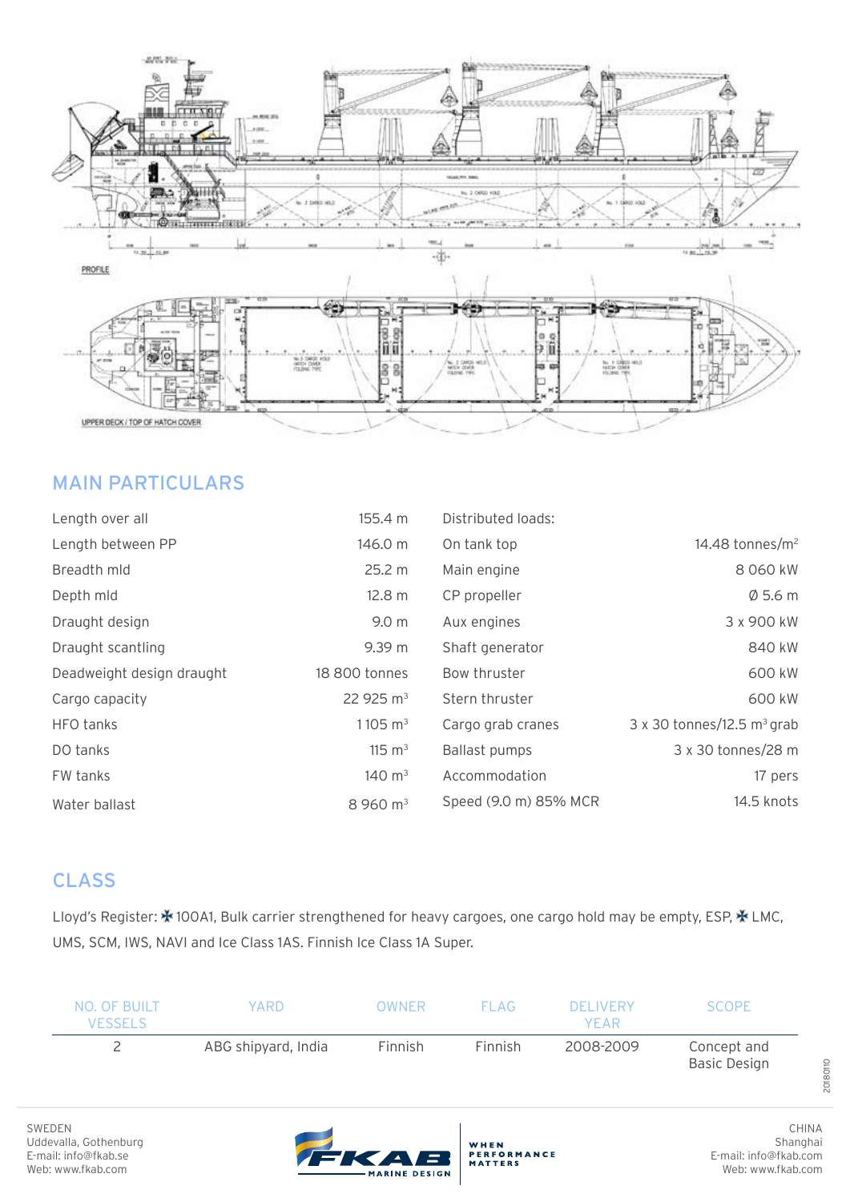PROFILE

UPPER DECK / TOP OF HATCH COVER

## MAIN PARTICULARS

| | | | |
|---|---|---|---|
| Length over all | 155.4 m | Distributed loads: | |
| Length between PP | 146.0 m | On tank top | 14.48 tonnes/m$^2$ |
| Breadth mld | 25.2 m | Main engine | 8 060 kW |
| Depth mld | 12.8 m | CP propeller | Ø 5.6 m |
| Draught design | 9.0 m | Aux engines | 3 x 900 kW |
| Draught scantling | 9.39 m | Shaft generator | 840 kW |
| Deadweight design draught | 18 800 tonnes | Bow thruster | 600 kW |
| Cargo capacity | 22 925 m$^3$ | Stern thruster | 600 kW |
| HFO tanks | 1 105 m$^3$ | Cargo grab cranes | 3 x 30 tonnes/12.5 m$^3$ grab |
| DO tanks | 115 m$^3$ | Ballast pumps | 3 x 30 tonnes/28 m |
| FW tanks | 140 m$^3$ | Accommodation | 17 pers |
| Water ballast | 8 960 m$^3$ | Speed (9.0 m) 85% MCR | 14.5 knots |

## CLASS

Lloyd's Register: ✠100A1, Bulk carrier strengthened for heavy cargoes, one cargo hold may be empty, ESP, ✠LMC, UMS, SCM, IWS, NAVI and Ice Class 1AS. Finnish Ice Class 1A Super.

| NO. OF BUILT VESSELS | YARD | OWNER | FLAG | DELIVERY YEAR | SCOPE |
|---|---|---|---|---|---|
| 2 | ABG shipyard, India | Finnish | Finnish | 2008-2009 | Concept and Basic Design |

2018010

SWEDEN
Uddevalla, Gothenburg
E-mail: info@fkab.se
Web: www.fkab.com

FKAB MARINE DESIGN — WHEN PERFORMANCE MATTERS

CHINA
Shanghai
E-mail: info@fkab.com
Web: www.fkab.com